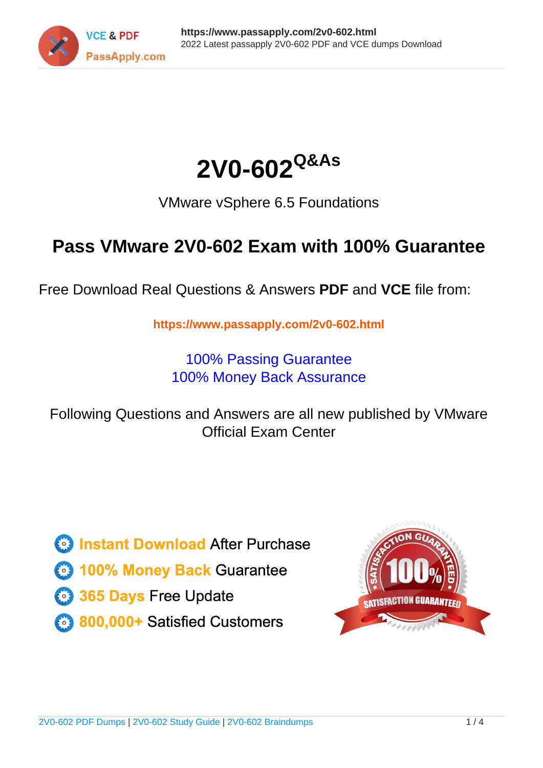# 2V0-602 Q&As

VMware vSphere 6.5 Foundations

## Pass VMware 2V0-602 Exam with 100% Guarantee

Free Download Real Questions & Answers **PDF** and **VCE** file from:

**https://www.passapply.com/2v0-602.html**

100% Passing Guarantee
100% Money Back Assurance

Following Questions and Answers are all new published by VMware Official Exam Center

- **Instant Download** After Purchase
- **100% Money Back** Guarantee
- **365 Days** Free Update
- **800,000+** Satisfied Customers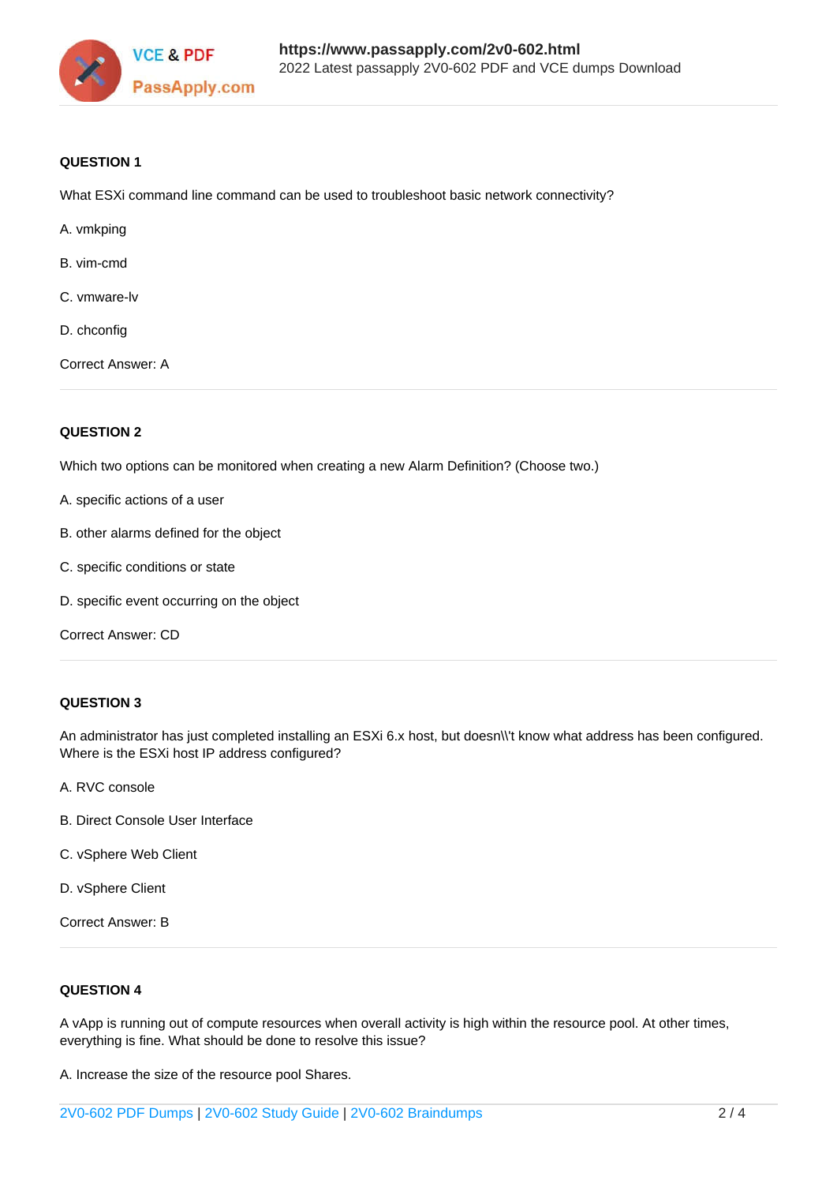**QUESTION 1**

What ESXi command line command can be used to troubleshoot basic network connectivity?

A. vmkping

B. vim-cmd

C. vmware-lv

D. chconfig

Correct Answer: A

---

**QUESTION 2**

Which two options can be monitored when creating a new Alarm Definition? (Choose two.)

A. specific actions of a user

B. other alarms defined for the object

C. specific conditions or state

D. specific event occurring on the object

Correct Answer: CD

---

**QUESTION 3**

An administrator has just completed installing an ESXi 6.x host, but doesn\\'t know what address has been configured. Where is the ESXi host IP address configured?

A. RVC console

B. Direct Console User Interface

C. vSphere Web Client

D. vSphere Client

Correct Answer: B

---

**QUESTION 4**

A vApp is running out of compute resources when overall activity is high within the resource pool. At other times, everything is fine. What should be done to resolve this issue?

A. Increase the size of the resource pool Shares.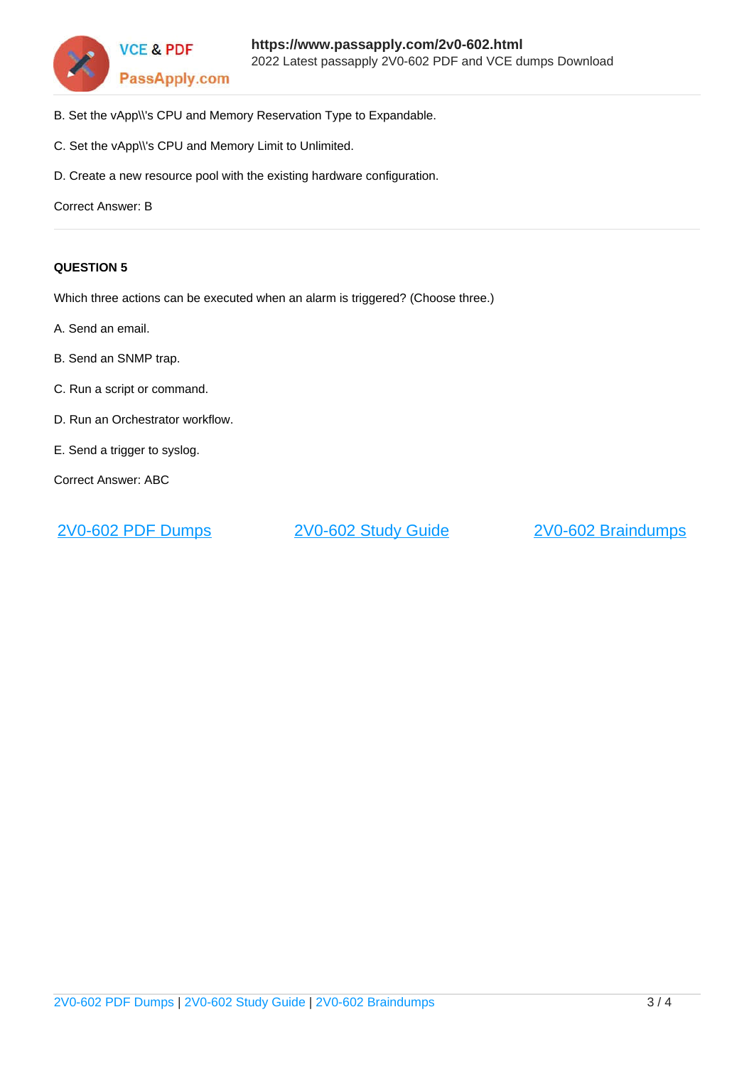B. Set the vApp\\'s CPU and Memory Reservation Type to Expandable.

C. Set the vApp\\'s CPU and Memory Limit to Unlimited.

D. Create a new resource pool with the existing hardware configuration.

Correct Answer: B

**QUESTION 5**

Which three actions can be executed when an alarm is triggered? (Choose three.)

A. Send an email.

B. Send an SNMP trap.

C. Run a script or command.

D. Run an Orchestrator workflow.

E. Send a trigger to syslog.

Correct Answer: ABC

2V0-602 PDF Dumps | 2V0-602 Study Guide | 2V0-602 Braindumps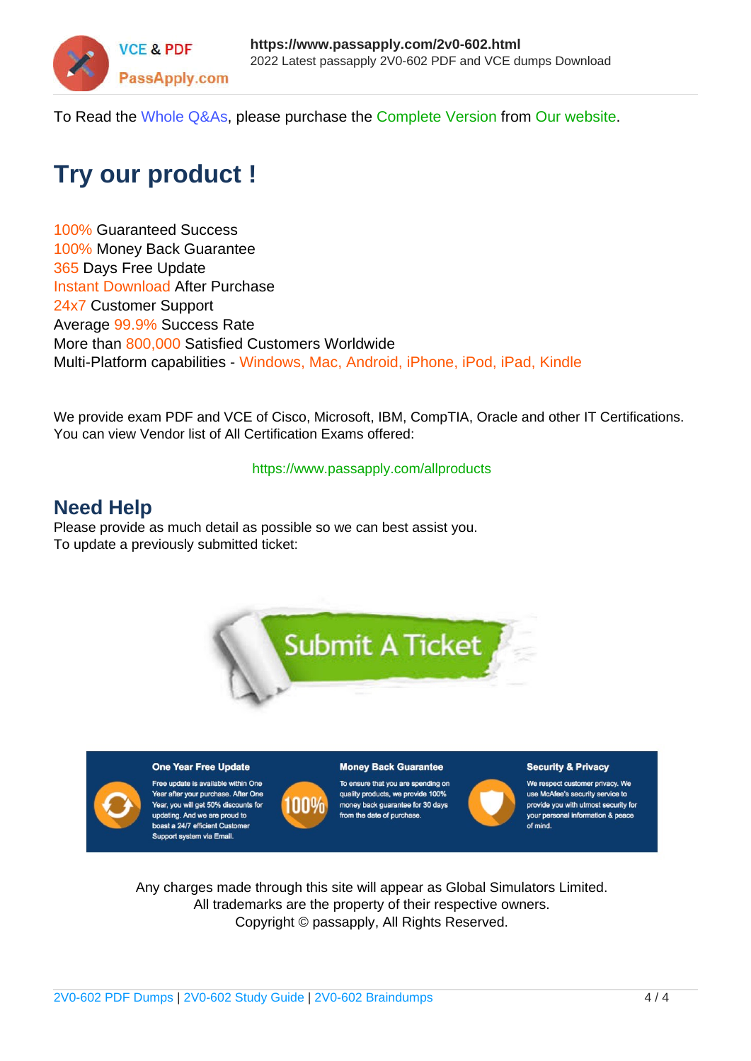To Read the Whole Q&As, please purchase the Complete Version from Our website.

# Try our product !

100% Guaranteed Success
100% Money Back Guarantee
365 Days Free Update
Instant Download After Purchase
24x7 Customer Support
Average 99.9% Success Rate
More than 800,000 Satisfied Customers Worldwide
Multi-Platform capabilities - Windows, Mac, Android, iPhone, iPod, iPad, Kindle

We provide exam PDF and VCE of Cisco, Microsoft, IBM, CompTIA, Oracle and other IT Certifications.
You can view Vendor list of All Certification Exams offered:

https://www.passapply.com/allproducts

## Need Help

Please provide as much detail as possible so we can best assist you.
To update a previously submitted ticket:

Submit A Ticket

**One Year Free Update**
Free update is available within One Year after your purchase. After One Year, you will get 50% discounts for updating. And we are proud to boast a 24/7 efficient Customer Support system via Email.

**Money Back Guarantee**
To ensure that you are spending on quality products, we provide 100% money back guarantee for 30 days from the date of purchase.

**Security & Privacy**
We respect customer privacy. We use McAfee's security service to provide you with utmost security for your personal information & peace of mind.

Any charges made through this site will appear as Global Simulators Limited.
All trademarks are the property of their respective owners.
Copyright © passapply, All Rights Reserved.